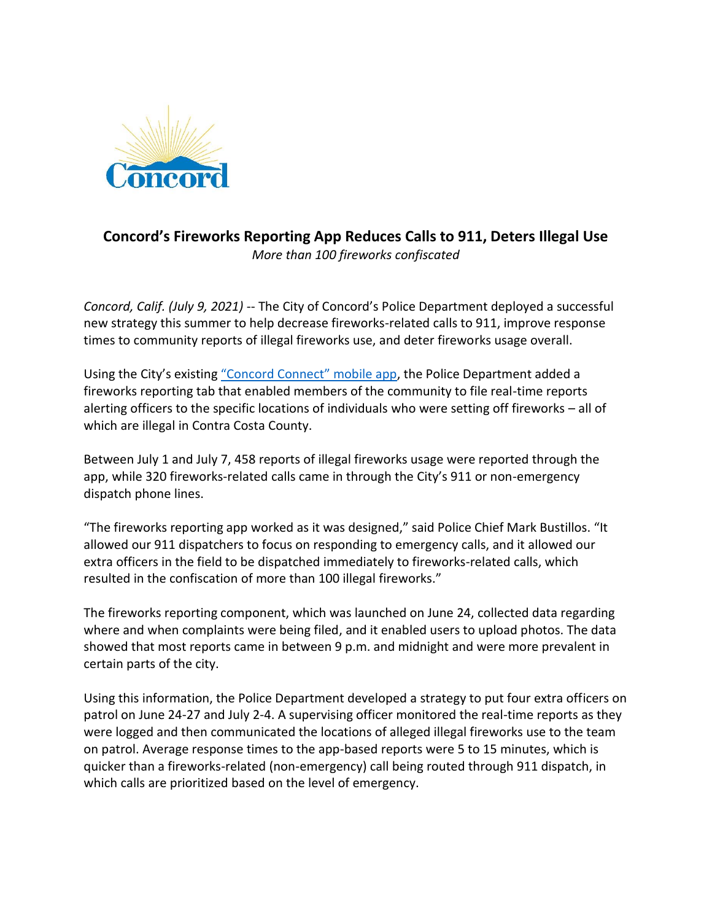# Concord's Fireworks Reporting App Reduces Calls to 911, Deters Illegal Use

*More than 100 fireworks confiscated*

*Concord, Calif. (July 9, 2021)* -- The City of Concord's Police Department deployed a successful new strategy this summer to help decrease fireworks-related calls to 911, improve response times to community reports of illegal fireworks use, and deter fireworks usage overall.

Using the City's existing "Concord Connect" mobile app, the Police Department added a fireworks reporting tab that enabled members of the community to file real-time reports alerting officers to the specific locations of individuals who were setting off fireworks – all of which are illegal in Contra Costa County.

Between July 1 and July 7, 458 reports of illegal fireworks usage were reported through the app, while 320 fireworks-related calls came in through the City's 911 or non-emergency dispatch phone lines.

"The fireworks reporting app worked as it was designed," said Police Chief Mark Bustillos. "It allowed our 911 dispatchers to focus on responding to emergency calls, and it allowed our extra officers in the field to be dispatched immediately to fireworks-related calls, which resulted in the confiscation of more than 100 illegal fireworks."

The fireworks reporting component, which was launched on June 24, collected data regarding where and when complaints were being filed, and it enabled users to upload photos. The data showed that most reports came in between 9 p.m. and midnight and were more prevalent in certain parts of the city.

Using this information, the Police Department developed a strategy to put four extra officers on patrol on June 24-27 and July 2-4. A supervising officer monitored the real-time reports as they were logged and then communicated the locations of alleged illegal fireworks use to the team on patrol. Average response times to the app-based reports were 5 to 15 minutes, which is quicker than a fireworks-related (non-emergency) call being routed through 911 dispatch, in which calls are prioritized based on the level of emergency.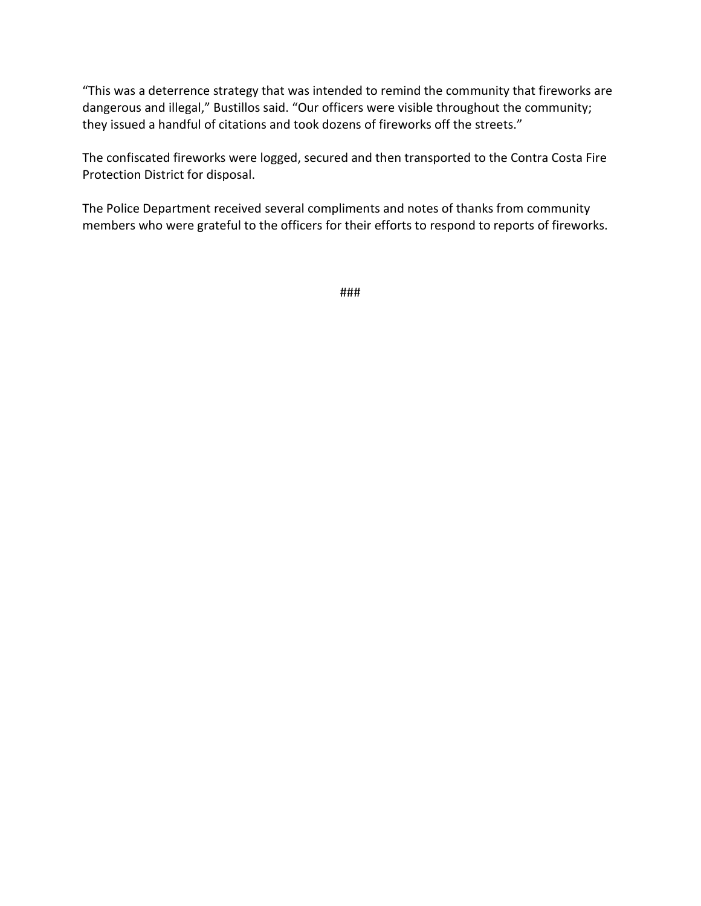"This was a deterrence strategy that was intended to remind the community that fireworks are dangerous and illegal," Bustillos said. "Our officers were visible throughout the community; they issued a handful of citations and took dozens of fireworks off the streets."

The confiscated fireworks were logged, secured and then transported to the Contra Costa Fire Protection District for disposal.

The Police Department received several compliments and notes of thanks from community members who were grateful to the officers for their efforts to respond to reports of fireworks.

###